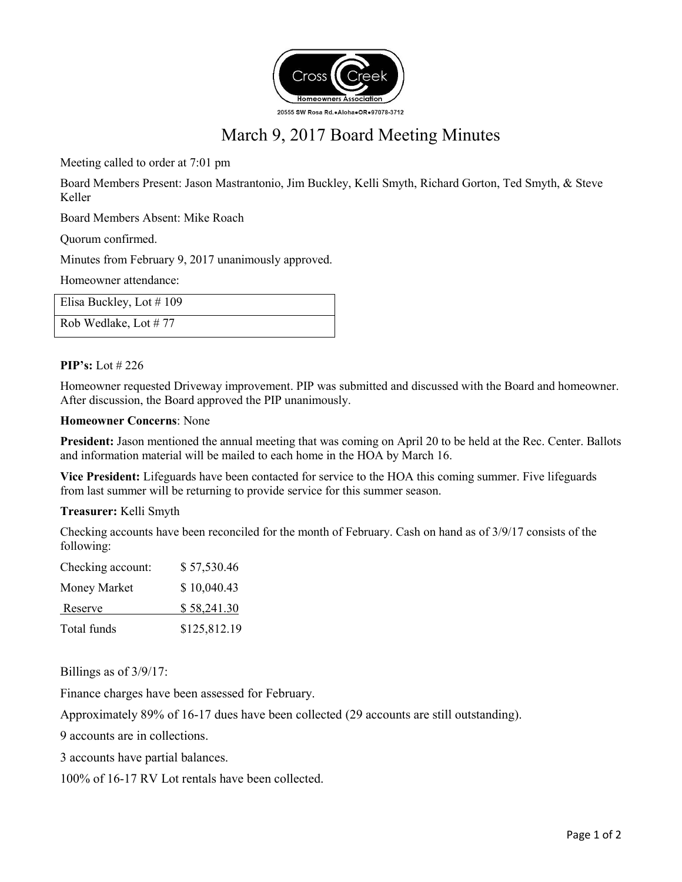Cross Creek Homeowners Association

20555 SW Rosa Rd.•Aloha•OR•97078-3712

# March 9, 2017 Board Meeting Minutes

Meeting called to order at 7:01 pm

Board Members Present: Jason Mastrantonio, Jim Buckley, Kelli Smyth, Richard Gorton, Ted Smyth, & Steve Keller

Board Members Absent: Mike Roach

Quorum confirmed.

Minutes from February 9, 2017 unanimously approved.

Homeowner attendance:

| Elisa Buckley, Lot # 109 |
|---|
| Rob Wedlake, Lot # 77 |

**PIP's:** Lot # 226

Homeowner requested Driveway improvement. PIP was submitted and discussed with the Board and homeowner. After discussion, the Board approved the PIP unanimously.

**Homeowner Concerns**: None

**President:** Jason mentioned the annual meeting that was coming on April 20 to be held at the Rec. Center. Ballots and information material will be mailed to each home in the HOA by March 16.

**Vice President:** Lifeguards have been contacted for service to the HOA this coming summer. Five lifeguards from last summer will be returning to provide service for this summer season.

**Treasurer:** Kelli Smyth

Checking accounts have been reconciled for the month of February. Cash on hand as of 3/9/17 consists of the following:

| | |
|---|---|
| Checking account: | $ 57,530.46 |
| Money Market | $ 10,040.43 |
| Reserve | $ 58,241.30 |
| Total funds | $125,812.19 |

Billings as of 3/9/17:

Finance charges have been assessed for February.

Approximately 89% of 16-17 dues have been collected (29 accounts are still outstanding).

9 accounts are in collections.

3 accounts have partial balances.

100% of 16-17 RV Lot rentals have been collected.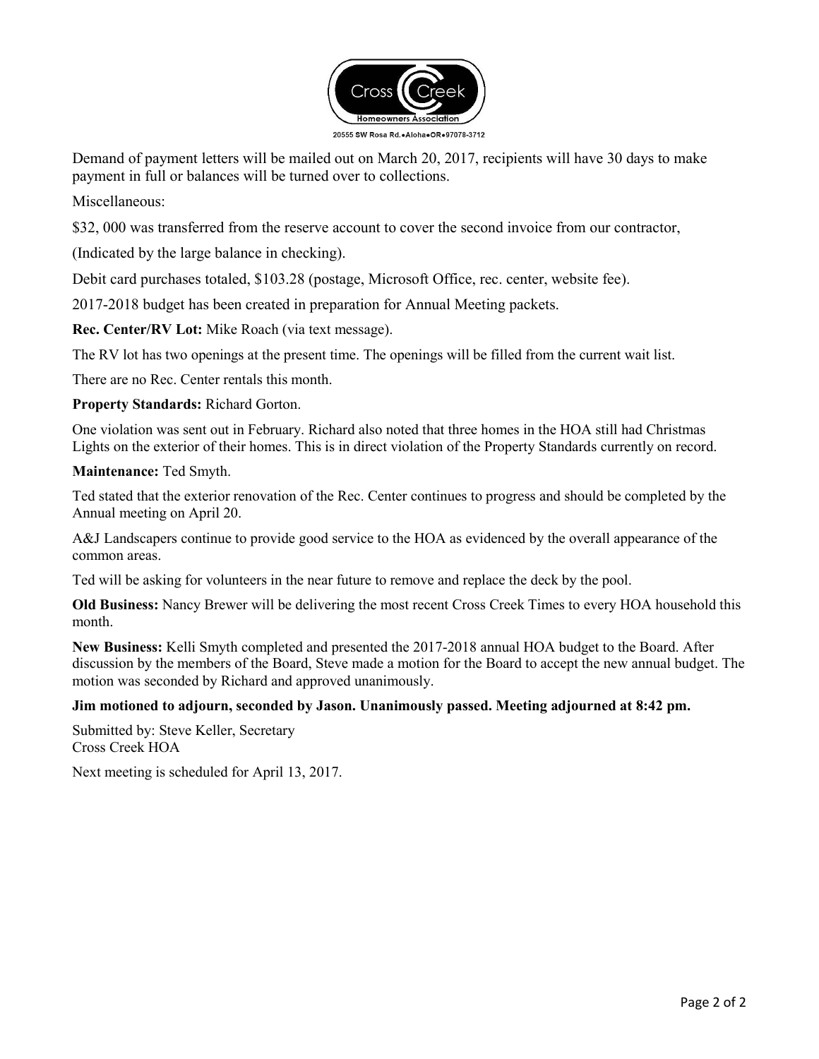Demand of payment letters will be mailed out on March 20, 2017, recipients will have 30 days to make payment in full or balances will be turned over to collections.

Miscellaneous:

$32, 000 was transferred from the reserve account to cover the second invoice from our contractor,

(Indicated by the large balance in checking).

Debit card purchases totaled, $103.28 (postage, Microsoft Office, rec. center, website fee).

2017-2018 budget has been created in preparation for Annual Meeting packets.

**Rec. Center/RV Lot:** Mike Roach (via text message).

The RV lot has two openings at the present time. The openings will be filled from the current wait list.

There are no Rec. Center rentals this month.

**Property Standards:** Richard Gorton.

One violation was sent out in February. Richard also noted that three homes in the HOA still had Christmas Lights on the exterior of their homes. This is in direct violation of the Property Standards currently on record.

**Maintenance:** Ted Smyth.

Ted stated that the exterior renovation of the Rec. Center continues to progress and should be completed by the Annual meeting on April 20.

A&J Landscapers continue to provide good service to the HOA as evidenced by the overall appearance of the common areas.

Ted will be asking for volunteers in the near future to remove and replace the deck by the pool.

**Old Business:** Nancy Brewer will be delivering the most recent Cross Creek Times to every HOA household this month.

**New Business:** Kelli Smyth completed and presented the 2017-2018 annual HOA budget to the Board. After discussion by the members of the Board, Steve made a motion for the Board to accept the new annual budget. The motion was seconded by Richard and approved unanimously.

**Jim motioned to adjourn, seconded by Jason. Unanimously passed. Meeting adjourned at 8:42 pm.**

Submitted by: Steve Keller, Secretary
Cross Creek HOA

Next meeting is scheduled for April 13, 2017.